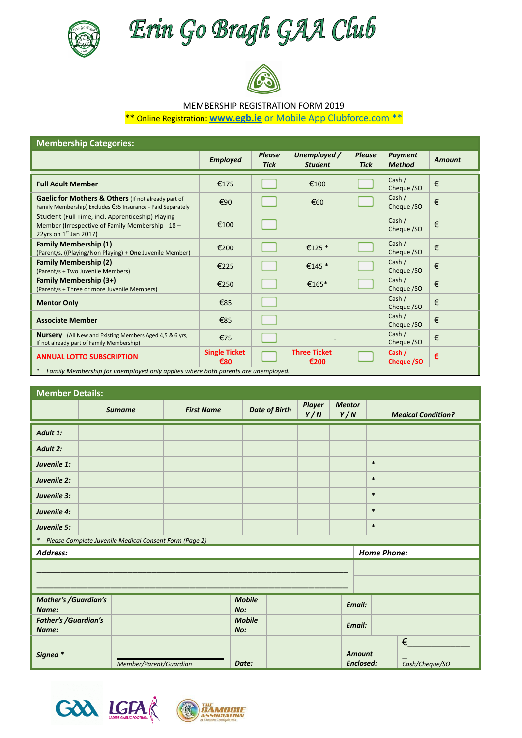# Erin Go Bragh GAA Club

MEMBERSHIP REGISTRATION FORM 2019

** Online Registration: **www.egb.ie** or Mobile App Clubforce.com **

## Membership Categories:

| | Employed | Please Tick | Unemployed / Student | Please Tick | Payment Method | Amount |
|---|---|---|---|---|---|---|
| **Full Adult Member** | €175 | | €100 | | Cash / Cheque /SO | € |
| **Gaelic for Mothers & Others** (If not already part of Family Membership) Excludes €35 Insurance - Paid Separately | €90 | | €60 | | Cash / Cheque /SO | € |
| Student (Full Time, incl. Apprenticeship) Playing Member (Irrespective of Family Membership - 18 – 22yrs on 1st Jan 2017) | €100 | | | | Cash / Cheque /SO | € |
| **Family Membership (1)** (Parent/s, ((Playing/Non Playing) + **One** Juvenile Member) | €200 | | €125 * | | Cash / Cheque /SO | € |
| **Family Membership (2)** (Parent/s + Two Juvenile Members) | €225 | | €145 * | | Cash / Cheque /SO | € |
| **Family Membership (3+)** (Parent/s + Three or more Juvenile Members) | €250 | | €165* | | Cash / Cheque /SO | € |
| **Mentor Only** | €85 | | | | Cash / Cheque /SO | € |
| **Associate Member** | €85 | | | | Cash / Cheque /SO | € |
| **Nursery** (All New and Existing Members Aged 4,5 & 6 yrs, If not already part of Family Membership) | €75 | | . | | Cash / Cheque /SO | € |
| **ANNUAL LOTTO SUBSCRIPTION** | **Single Ticket €80** | | **Three Ticket €200** | | **Cash / Cheque /SO** | **€** |

* *Family Membership for unemployed only applies where both parents are unemployed.*

## Member Details:

| | Surname | First Name | Date of Birth | Player Y / N | Mentor Y / N | Medical Condition? |
|---|---|---|---|---|---|---|
| *Adult 1:* | | | | | | |
| *Adult 2:* | | | | | | |
| *Juvenile 1:* | | | | | | * |
| *Juvenile 2:* | | | | | | * |
| *Juvenile 3:* | | | | | | * |
| *Juvenile 4:* | | | | | | * |
| *Juvenile 5:* | | | | | | * |

* *Please Complete Juvenile Medical Consent Form (Page 2)*

| *Address:* | *Home Phone:* |
|---|---|
| ____________________________________________ | |
| ____________________________________________ | |

| | | | | | |
|---|---|---|---|---|---|
| *Mother's /Guardian's Name:* | | *Mobile No:* | | *Email:* | |
| *Father's /Guardian's Name:* | | *Mobile No:* | | *Email:* | |
| *Signed ** | Member/Parent/Guardian | *Date:* | | *Amount Enclosed:* | €_____________ Cash/Cheque/SO |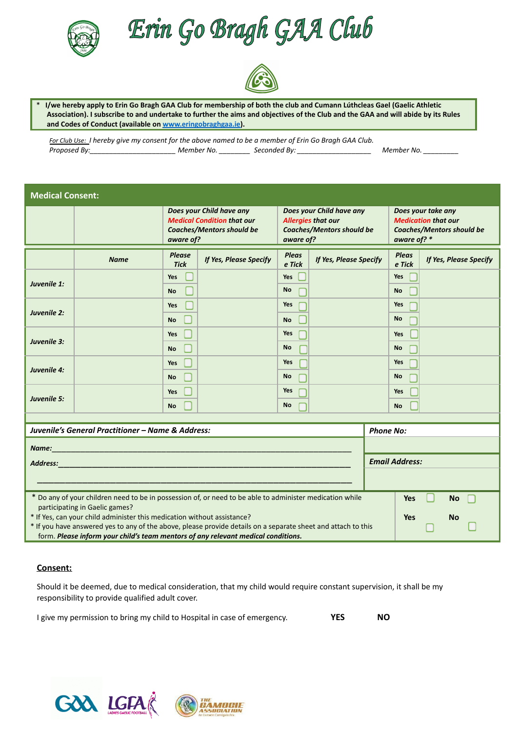# Erin Go Bragh GAA Club

\* **I/we hereby apply to Erin Go Bragh GAA Club for membership of both the club and Cumann Lúthcleas Gael (Gaelic Athletic Association). I subscribe to and undertake to further the aims and objectives of the Club and the GAA and will abide by its Rules and Codes of Conduct (available on www.eringobraghgaa.ie).**

*For Club Use: I hereby give my consent for the above named to be a member of Erin Go Bragh GAA Club.*
*Proposed By:_____________________ Member No. ________ Seconded By: ___________________ Member No. _________*

## Medical Consent:

| | | *Does your Child have any **Medical Condition** that our Coaches/Mentors should be aware of?* | | *Does your Child have any **Allergies** that our Coaches/Mentors should be aware of?* | | *Does your take any **Medication** that our Coaches/Mentors should be aware of? \** | |
|---|---|---|---|---|---|---|---|
| | ***Name*** | ***Please Tick*** | ***If Yes, Please Specify*** | ***Please Tick*** | ***If Yes, Please Specify*** | ***Please Tick*** | ***If Yes, Please Specify*** |
| ***Juvenile 1:*** | | **Yes** ☐ **No** ☐ | | **Yes** ☐ **No** ☐ | | **Yes** ☐ **No** ☐ | |
| ***Juvenile 2:*** | | **Yes** ☐ **No** ☐ | | **Yes** ☐ **No** ☐ | | **Yes** ☐ **No** ☐ | |
| ***Juvenile 3:*** | | **Yes** ☐ **No** ☐ | | **Yes** ☐ **No** ☐ | | **Yes** ☐ **No** ☐ | |
| ***Juvenile 4:*** | | **Yes** ☐ **No** ☐ | | **Yes** ☐ **No** ☐ | | **Yes** ☐ **No** ☐ | |
| ***Juvenile 5:*** | | **Yes** ☐ **No** ☐ | | **Yes** ☐ **No** ☐ | | **Yes** ☐ **No** ☐ | |

| ***Juvenile's General Practitioner – Name & Address:*** | ***Phone No:*** |
|---|---|
| ***Name:***__________________________________________________________ | |
| ***Address:***________________________________________________________ | ***Email Address:*** |
| ______________________________________________________________ | |

| | |
|---|---|
| \* Do any of your children need to be in possession of, or need to be able to administer medication while participating in Gaelic games? | **Yes** ☐ **No** ☐ |
| \* If Yes, can your child administer this medication without assistance? | **Yes** ☐ **No** ☐ |
| \* If you have answered yes to any of the above, please provide details on a separate sheet and attach to this form. ***Please inform your child's team mentors of any relevant medical conditions.*** | |

### Consent:

Should it be deemed, due to medical consideration, that my child would require constant supervision, it shall be my responsibility to provide qualified adult cover.

I give my permission to bring my child to Hospital in case of emergency. **YES** **NO**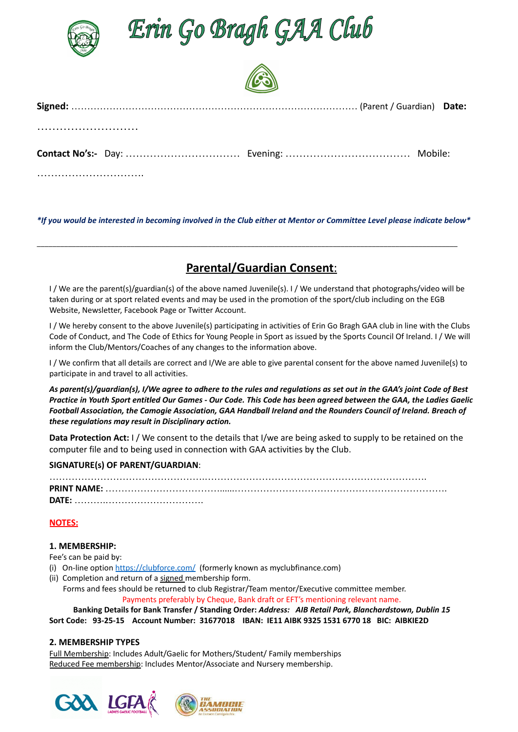# Erin Go Bragh GAA Club

**Signed:** ……………………………………………………………………………… (Parent / Guardian) **Date:** ………………………

**Contact No's:-** Day: …………………………… Evening: ……………………………… Mobile: ………………………….

***If you would be interested in becoming involved in the Club either at Mentor or Committee Level please indicate below***

______________________________________________________________________________________

## Parental/Guardian Consent:

I / We are the parent(s)/guardian(s) of the above named Juvenile(s). I / We understand that photographs/video will be taken during or at sport related events and may be used in the promotion of the sport/club including on the EGB Website, Newsletter, Facebook Page or Twitter Account.

I / We hereby consent to the above Juvenile(s) participating in activities of Erin Go Bragh GAA club in line with the Clubs Code of Conduct, and The Code of Ethics for Young People in Sport as issued by the Sports Council Of Ireland. I / We will inform the Club/Mentors/Coaches of any changes to the information above.

I / We confirm that all details are correct and I/We are able to give parental consent for the above named Juvenile(s) to participate in and travel to all activities.

***As parent(s)/guardian(s), I/We agree to adhere to the rules and regulations as set out in the GAA's joint Code of Best Practice in Youth Sport entitled Our Games - Our Code. This Code has been agreed between the GAA, the Ladies Gaelic Football Association, the Camogie Association, GAA Handball Ireland and the Rounders Council of Ireland. Breach of these regulations may result in Disciplinary action.***

**Data Protection Act:** I / We consent to the details that I/we are being asked to supply to be retained on the computer file and to being used in connection with GAA activities by the Club.

**SIGNATURE(s) OF PARENT/GUARDIAN**:

……………………………………………………………………………………………………………….
**PRINT NAME:** ………………………………......……………………………………………………………
**DATE:** ……….………………………….

**NOTES:**

**1. MEMBERSHIP:**

Fee's can be paid by:

(i) On-line option https://clubforce.com/ (formerly known as myclubfinance.com)
(ii) Completion and return of a signed membership form.
Forms and fees should be returned to club Registrar/Team mentor/Executive committee member.

Payments preferably by Cheque, Bank draft or EFT's mentioning relevant name.

**Banking Details for Bank Transfer / Standing Order:** ***Address: AIB Retail Park, Blanchardstown, Dublin 15***
**Sort Code: 93-25-15 Account Number: 31677018 IBAN: IE11 AIBK 9325 1531 6770 18 BIC: AIBKIE2D**

**2. MEMBERSHIP TYPES**

Full Membership: Includes Adult/Gaelic for Mothers/Student/ Family memberships
Reduced Fee membership: Includes Mentor/Associate and Nursery membership.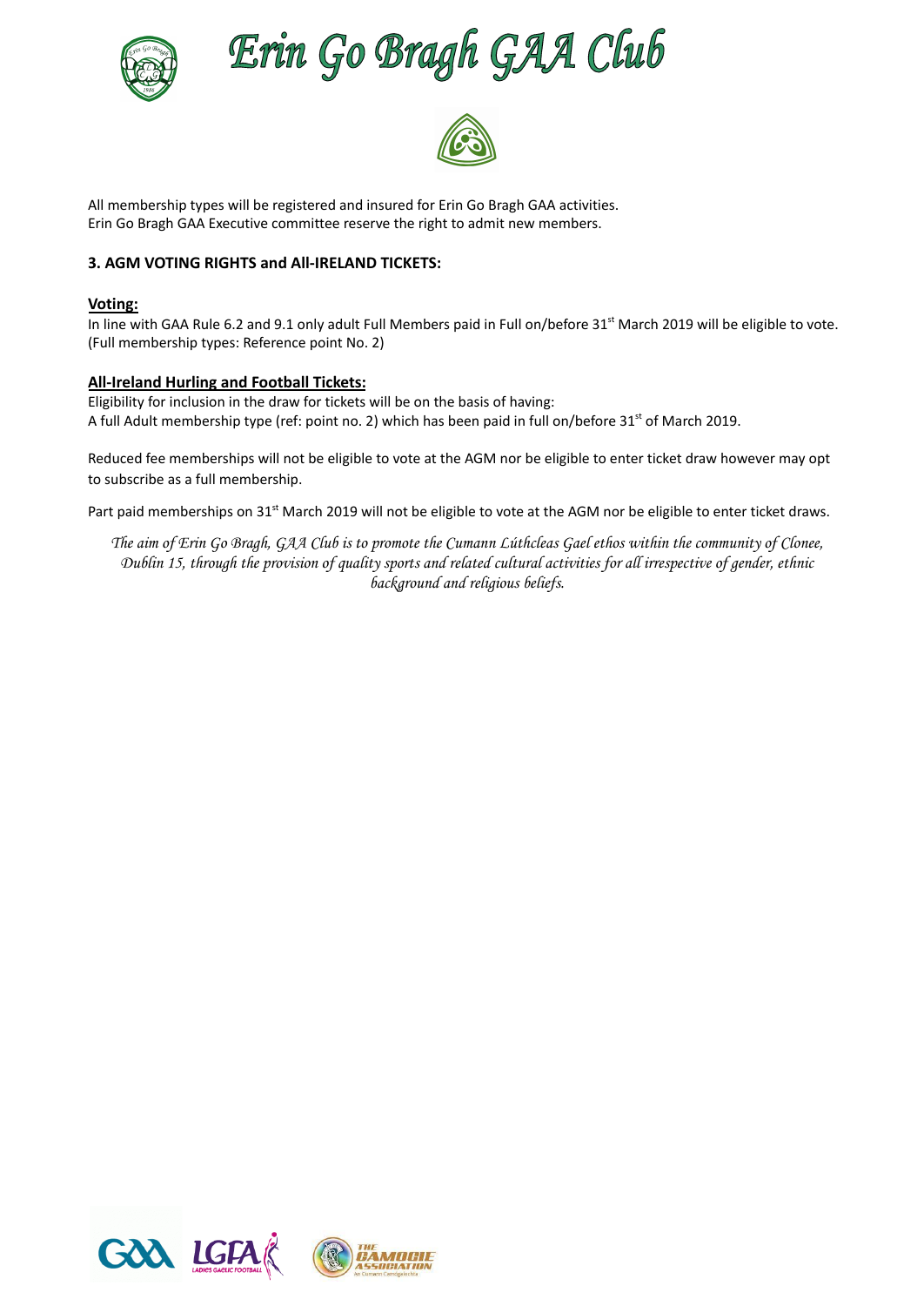All membership types will be registered and insured for Erin Go Bragh GAA activities.
Erin Go Bragh GAA Executive committee reserve the right to admit new members.

### 3. AGM VOTING RIGHTS and All-IRELAND TICKETS:

**Voting:**

In line with GAA Rule 6.2 and 9.1 only adult Full Members paid in Full on/before 31st March 2019 will be eligible to vote. (Full membership types: Reference point No. 2)

**All-Ireland Hurling and Football Tickets:**

Eligibility for inclusion in the draw for tickets will be on the basis of having:
A full Adult membership type (ref: point no. 2) which has been paid in full on/before 31st of March 2019.

Reduced fee memberships will not be eligible to vote at the AGM nor be eligible to enter ticket draw however may opt to subscribe as a full membership.

Part paid memberships on 31st March 2019 will not be eligible to vote at the AGM nor be eligible to enter ticket draws.

*The aim of Erin Go Bragh, GAA Club is to promote the Cumann Lúthcleas Gael ethos within the community of Clonee, Dublin 15, through the provision of quality sports and related cultural activities for all irrespective of gender, ethnic background and religious beliefs.*